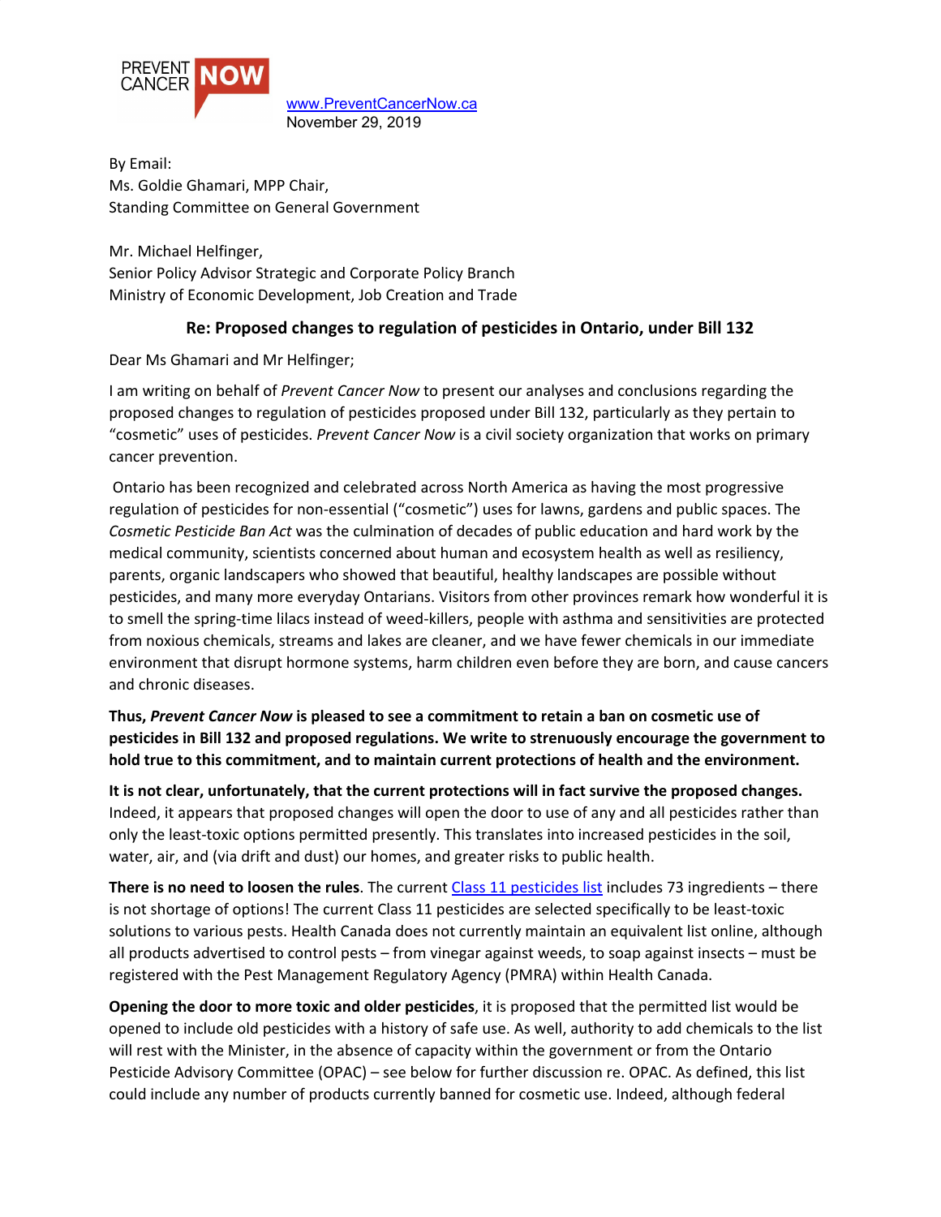PREVENT CANCER NOW

[www.PreventCancerNow.ca](http://www.PreventCancerNow.ca)
November 29, 2019

By Email:
Ms. Goldie Ghamari, MPP Chair,
Standing Committee on General Government

Mr. Michael Helfinger,
Senior Policy Advisor Strategic and Corporate Policy Branch
Ministry of Economic Development, Job Creation and Trade

**Re: Proposed changes to regulation of pesticides in Ontario, under Bill 132**

Dear Ms Ghamari and Mr Helfinger;

I am writing on behalf of *Prevent Cancer Now* to present our analyses and conclusions regarding the proposed changes to regulation of pesticides proposed under Bill 132, particularly as they pertain to "cosmetic" uses of pesticides. *Prevent Cancer Now* is a civil society organization that works on primary cancer prevention.

Ontario has been recognized and celebrated across North America as having the most progressive regulation of pesticides for non-essential ("cosmetic") uses for lawns, gardens and public spaces. The *Cosmetic Pesticide Ban Act* was the culmination of decades of public education and hard work by the medical community, scientists concerned about human and ecosystem health as well as resiliency, parents, organic landscapers who showed that beautiful, healthy landscapes are possible without pesticides, and many more everyday Ontarians. Visitors from other provinces remark how wonderful it is to smell the spring-time lilacs instead of weed-killers, people with asthma and sensitivities are protected from noxious chemicals, streams and lakes are cleaner, and we have fewer chemicals in our immediate environment that disrupt hormone systems, harm children even before they are born, and cause cancers and chronic diseases.

**Thus, *Prevent Cancer Now* is pleased to see a commitment to retain a ban on cosmetic use of pesticides in Bill 132 and proposed regulations. We write to strenuously encourage the government to hold true to this commitment, and to maintain current protections of health and the environment.**

**It is not clear, unfortunately, that the current protections will in fact survive the proposed changes.** Indeed, it appears that proposed changes will open the door to use of any and all pesticides rather than only the least-toxic options permitted presently. This translates into increased pesticides in the soil, water, air, and (via drift and dust) our homes, and greater risks to public health.

**There is no need to loosen the rules**. The current [Class 11 pesticides list](#) includes 73 ingredients – there is not shortage of options! The current Class 11 pesticides are selected specifically to be least-toxic solutions to various pests. Health Canada does not currently maintain an equivalent list online, although all products advertised to control pests – from vinegar against weeds, to soap against insects – must be registered with the Pest Management Regulatory Agency (PMRA) within Health Canada.

**Opening the door to more toxic and older pesticides**, it is proposed that the permitted list would be opened to include old pesticides with a history of safe use. As well, authority to add chemicals to the list will rest with the Minister, in the absence of capacity within the government or from the Ontario Pesticide Advisory Committee (OPAC) – see below for further discussion re. OPAC. As defined, this list could include any number of products currently banned for cosmetic use. Indeed, although federal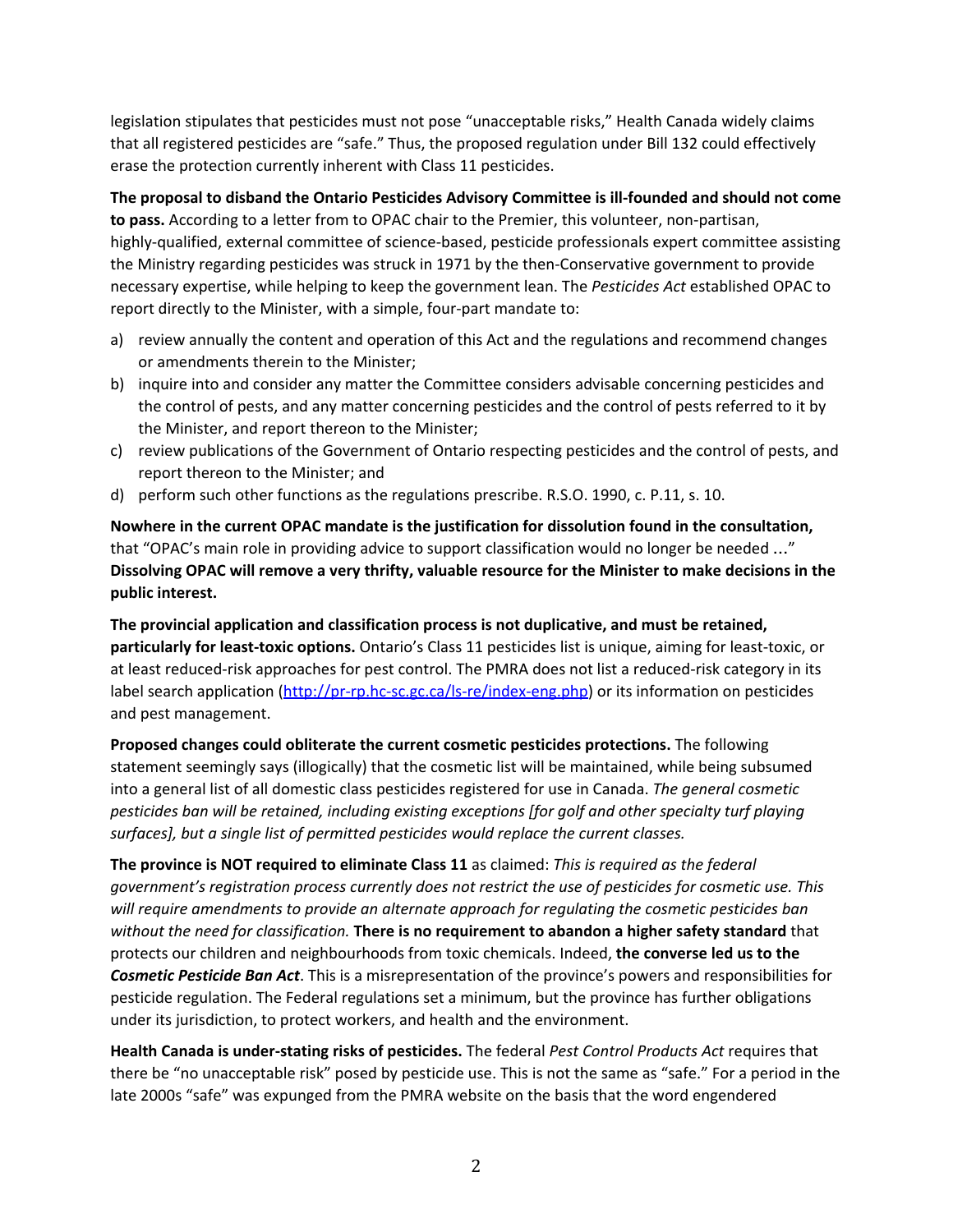legislation stipulates that pesticides must not pose "unacceptable risks," Health Canada widely claims that all registered pesticides are "safe." Thus, the proposed regulation under Bill 132 could effectively erase the protection currently inherent with Class 11 pesticides.

**The proposal to disband the Ontario Pesticides Advisory Committee is ill-founded and should not come to pass.** According to a letter from to OPAC chair to the Premier, this volunteer, non-partisan, highly-qualified, external committee of science-based, pesticide professionals expert committee assisting the Ministry regarding pesticides was struck in 1971 by the then-Conservative government to provide necessary expertise, while helping to keep the government lean. The *Pesticides Act* established OPAC to report directly to the Minister, with a simple, four-part mandate to:

a) review annually the content and operation of this Act and the regulations and recommend changes or amendments therein to the Minister;
b) inquire into and consider any matter the Committee considers advisable concerning pesticides and the control of pests, and any matter concerning pesticides and the control of pests referred to it by the Minister, and report thereon to the Minister;
c) review publications of the Government of Ontario respecting pesticides and the control of pests, and report thereon to the Minister; and
d) perform such other functions as the regulations prescribe. R.S.O. 1990, c. P.11, s. 10.

**Nowhere in the current OPAC mandate is the justification for dissolution found in the consultation,** that "OPAC's main role in providing advice to support classification would no longer be needed …" **Dissolving OPAC will remove a very thrifty, valuable resource for the Minister to make decisions in the public interest.**

**The provincial application and classification process is not duplicative, and must be retained, particularly for least-toxic options.** Ontario's Class 11 pesticides list is unique, aiming for least-toxic, or at least reduced-risk approaches for pest control. The PMRA does not list a reduced-risk category in its label search application (http://pr-rp.hc-sc.gc.ca/ls-re/index-eng.php) or its information on pesticides and pest management.

**Proposed changes could obliterate the current cosmetic pesticides protections.** The following statement seemingly says (illogically) that the cosmetic list will be maintained, while being subsumed into a general list of all domestic class pesticides registered for use in Canada. *The general cosmetic pesticides ban will be retained, including existing exceptions [for golf and other specialty turf playing surfaces], but a single list of permitted pesticides would replace the current classes.*

**The province is NOT required to eliminate Class 11** as claimed: *This is required as the federal government's registration process currently does not restrict the use of pesticides for cosmetic use. This will require amendments to provide an alternate approach for regulating the cosmetic pesticides ban without the need for classification.* **There is no requirement to abandon a higher safety standard** that protects our children and neighbourhoods from toxic chemicals. Indeed, **the converse led us to the *Cosmetic Pesticide Ban Act***. This is a misrepresentation of the province's powers and responsibilities for pesticide regulation. The Federal regulations set a minimum, but the province has further obligations under its jurisdiction, to protect workers, and health and the environment.

**Health Canada is under-stating risks of pesticides.** The federal *Pest Control Products Act* requires that there be "no unacceptable risk" posed by pesticide use. This is not the same as "safe." For a period in the late 2000s "safe" was expunged from the PMRA website on the basis that the word engendered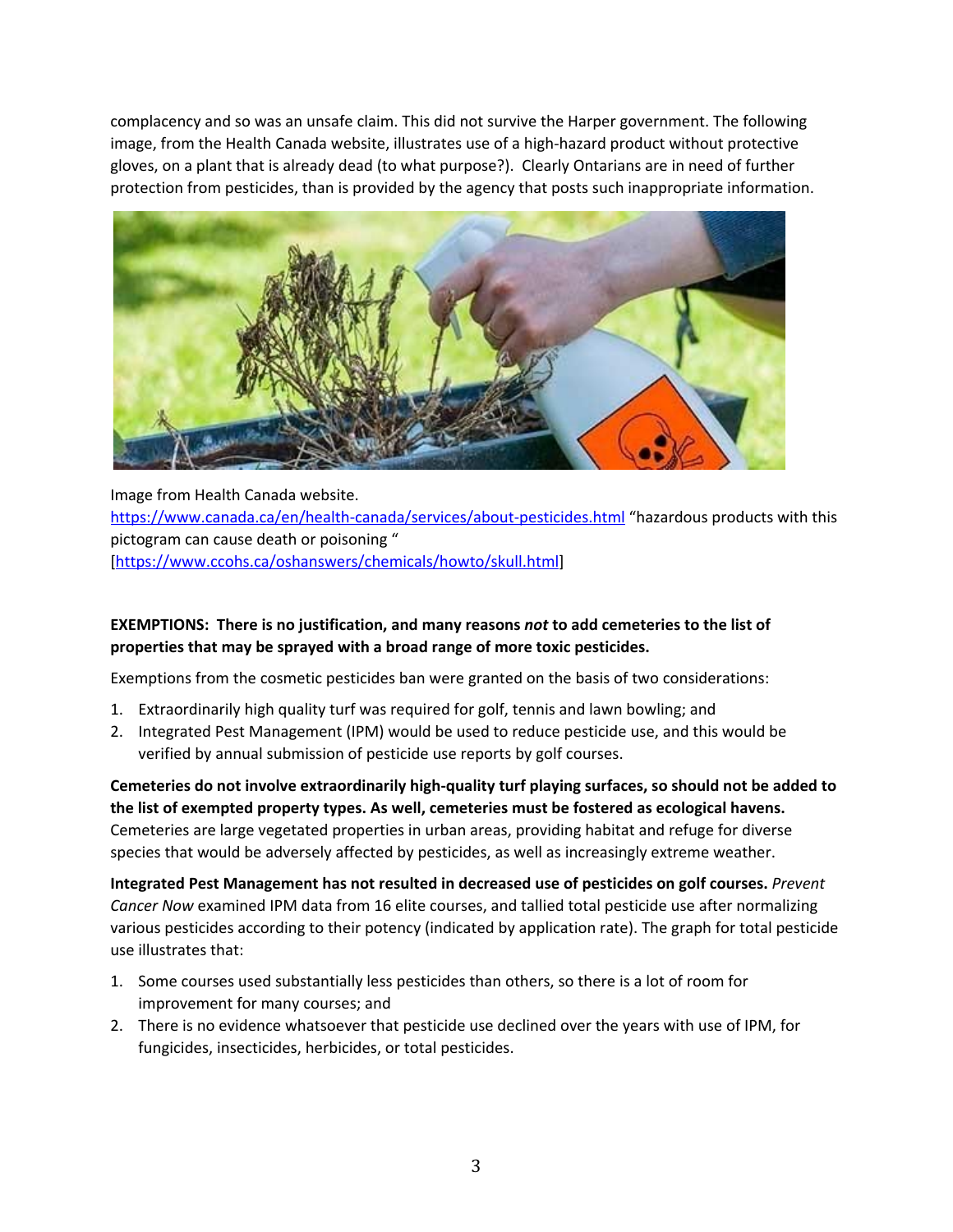complacency and so was an unsafe claim. This did not survive the Harper government. The following image, from the Health Canada website, illustrates use of a high-hazard product without protective gloves, on a plant that is already dead (to what purpose?). Clearly Ontarians are in need of further protection from pesticides, than is provided by the agency that posts such inappropriate information.

Image from Health Canada website. https://www.canada.ca/en/health-canada/services/about-pesticides.html "hazardous products with this pictogram can cause death or poisoning " [https://www.ccohs.ca/oshanswers/chemicals/howto/skull.html]

**EXEMPTIONS: There is no justification, and many reasons *not* to add cemeteries to the list of properties that may be sprayed with a broad range of more toxic pesticides.**

Exemptions from the cosmetic pesticides ban were granted on the basis of two considerations:

1. Extraordinarily high quality turf was required for golf, tennis and lawn bowling; and
2. Integrated Pest Management (IPM) would be used to reduce pesticide use, and this would be verified by annual submission of pesticide use reports by golf courses.

**Cemeteries do not involve extraordinarily high-quality turf playing surfaces, so should not be added to the list of exempted property types. As well, cemeteries must be fostered as ecological havens.** Cemeteries are large vegetated properties in urban areas, providing habitat and refuge for diverse species that would be adversely affected by pesticides, as well as increasingly extreme weather.

**Integrated Pest Management has not resulted in decreased use of pesticides on golf courses.** *Prevent Cancer Now* examined IPM data from 16 elite courses, and tallied total pesticide use after normalizing various pesticides according to their potency (indicated by application rate). The graph for total pesticide use illustrates that:

1. Some courses used substantially less pesticides than others, so there is a lot of room for improvement for many courses; and
2. There is no evidence whatsoever that pesticide use declined over the years with use of IPM, for fungicides, insecticides, herbicides, or total pesticides.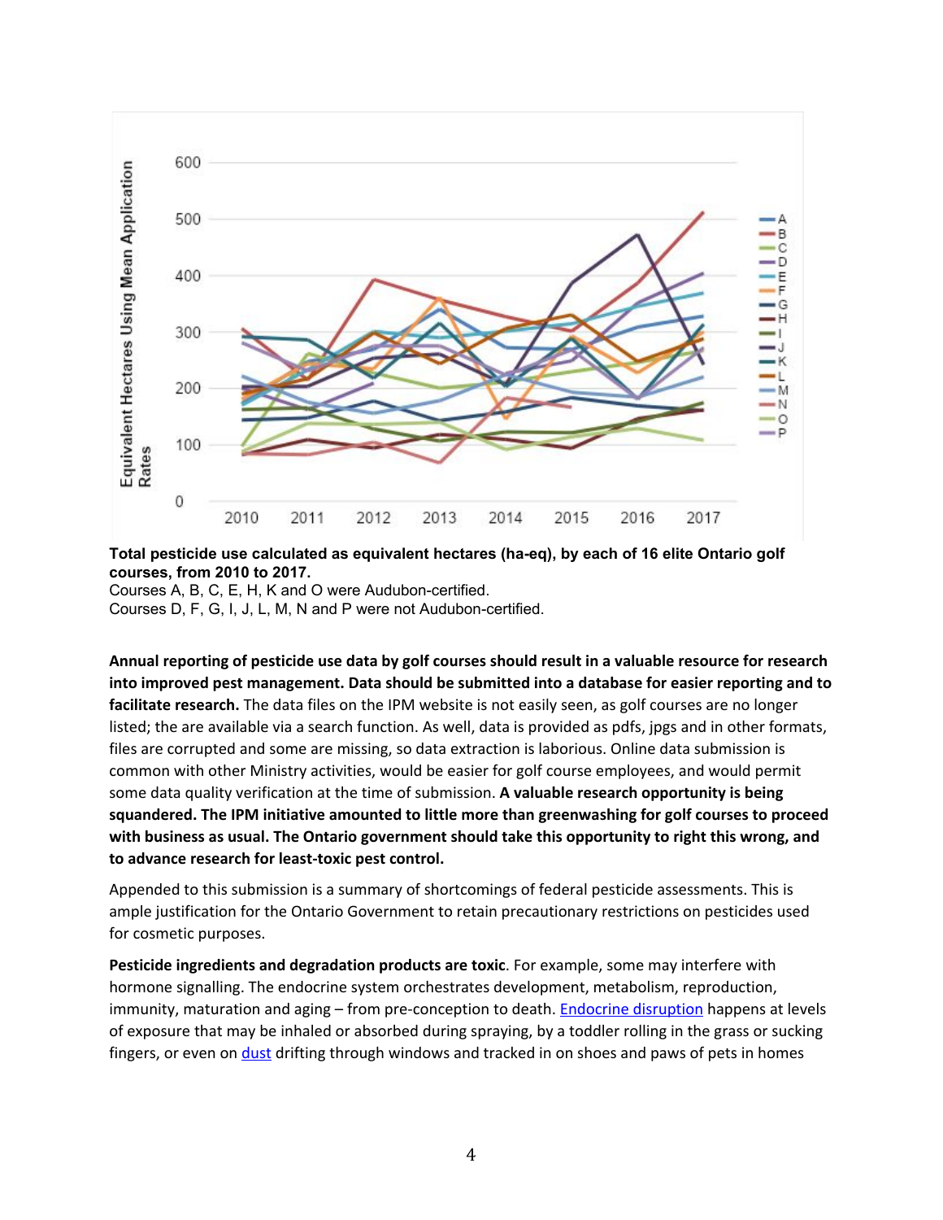**Total pesticide use calculated as equivalent hectares (ha-eq), by each of 16 elite Ontario golf courses, from 2010 to 2017.**
Courses A, B, C, E, H, K and O were Audubon-certified.
Courses D, F, G, I, J, L, M, N and P were not Audubon-certified.

**Annual reporting of pesticide use data by golf courses should result in a valuable resource for research into improved pest management. Data should be submitted into a database for easier reporting and to facilitate research.** The data files on the IPM website is not easily seen, as golf courses are no longer listed; the are available via a search function. As well, data is provided as pdfs, jpgs and in other formats, files are corrupted and some are missing, so data extraction is laborious. Online data submission is common with other Ministry activities, would be easier for golf course employees, and would permit some data quality verification at the time of submission. **A valuable research opportunity is being squandered. The IPM initiative amounted to little more than greenwashing for golf courses to proceed with business as usual. The Ontario government should take this opportunity to right this wrong, and to advance research for least-toxic pest control.**

Appended to this submission is a summary of shortcomings of federal pesticide assessments. This is ample justification for the Ontario Government to retain precautionary restrictions on pesticides used for cosmetic purposes.

**Pesticide ingredients and degradation products are toxic**. For example, some may interfere with hormone signalling. The endocrine system orchestrates development, metabolism, reproduction, immunity, maturation and aging – from pre-conception to death. Endocrine disruption happens at levels of exposure that may be inhaled or absorbed during spraying, by a toddler rolling in the grass or sucking fingers, or even on dust drifting through windows and tracked in on shoes and paws of pets in homes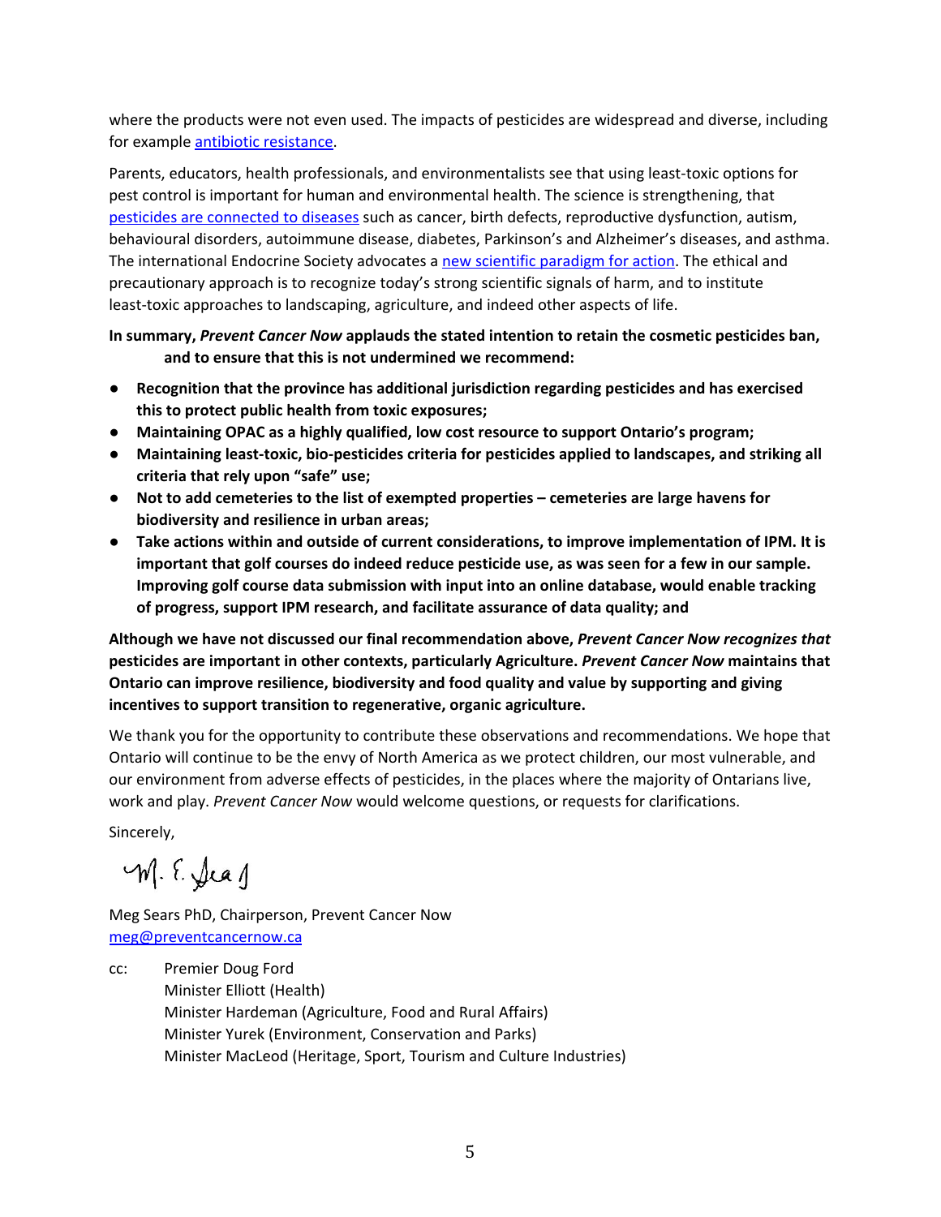where the products were not even used. The impacts of pesticides are widespread and diverse, including for example [antibiotic resistance](#).

Parents, educators, health professionals, and environmentalists see that using least-toxic options for pest control is important for human and environmental health. The science is strengthening, that [pesticides are connected to diseases](#) such as cancer, birth defects, reproductive dysfunction, autism, behavioural disorders, autoimmune disease, diabetes, Parkinson's and Alzheimer's diseases, and asthma. The international Endocrine Society advocates a [new scientific paradigm for action](#). The ethical and precautionary approach is to recognize today's strong scientific signals of harm, and to institute least-toxic approaches to landscaping, agriculture, and indeed other aspects of life.

**In summary, *Prevent Cancer Now* applauds the stated intention to retain the cosmetic pesticides ban, and to ensure that this is not undermined we recommend:**

- **Recognition that the province has additional jurisdiction regarding pesticides and has exercised this to protect public health from toxic exposures;**
- **Maintaining OPAC as a highly qualified, low cost resource to support Ontario's program;**
- **Maintaining least-toxic, bio-pesticides criteria for pesticides applied to landscapes, and striking all criteria that rely upon "safe" use;**
- **Not to add cemeteries to the list of exempted properties – cemeteries are large havens for biodiversity and resilience in urban areas;**
- **Take actions within and outside of current considerations, to improve implementation of IPM. It is important that golf courses do indeed reduce pesticide use, as was seen for a few in our sample. Improving golf course data submission with input into an online database, would enable tracking of progress, support IPM research, and facilitate assurance of data quality; and**

**Although we have not discussed our final recommendation above, *Prevent Cancer Now recognizes that* pesticides are important in other contexts, particularly Agriculture. *Prevent Cancer Now* maintains that Ontario can improve resilience, biodiversity and food quality and value by supporting and giving incentives to support transition to regenerative, organic agriculture.**

We thank you for the opportunity to contribute these observations and recommendations. We hope that Ontario will continue to be the envy of North America as we protect children, our most vulnerable, and our environment from adverse effects of pesticides, in the places where the majority of Ontarians live, work and play. *Prevent Cancer Now* would welcome questions, or requests for clarifications.

Sincerely,

M. E. Sears

Meg Sears PhD, Chairperson, Prevent Cancer Now
[meg@preventcancernow.ca](mailto:meg@preventcancernow.ca)

cc: Premier Doug Ford
Minister Elliott (Health)
Minister Hardeman (Agriculture, Food and Rural Affairs)
Minister Yurek (Environment, Conservation and Parks)
Minister MacLeod (Heritage, Sport, Tourism and Culture Industries)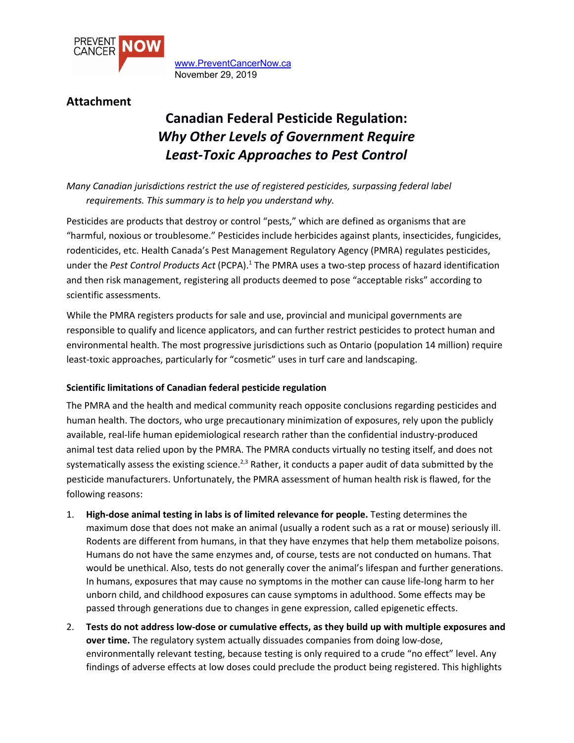PREVENT CANCER **NOW**

www.PreventCancerNow.ca
November 29, 2019

**Attachment**

# Canadian Federal Pesticide Regulation: *Why Other Levels of Government Require Least-Toxic Approaches to Pest Control*

*Many Canadian jurisdictions restrict the use of registered pesticides, surpassing federal label requirements. This summary is to help you understand why.*

Pesticides are products that destroy or control "pests," which are defined as organisms that are "harmful, noxious or troublesome." Pesticides include herbicides against plants, insecticides, fungicides, rodenticides, etc. Health Canada's Pest Management Regulatory Agency (PMRA) regulates pesticides, under the *Pest Control Products Act* (PCPA).[1] The PMRA uses a two-step process of hazard identification and then risk management, registering all products deemed to pose "acceptable risks" according to scientific assessments.

While the PMRA registers products for sale and use, provincial and municipal governments are responsible to qualify and licence applicators, and can further restrict pesticides to protect human and environmental health. The most progressive jurisdictions such as Ontario (population 14 million) require least-toxic approaches, particularly for "cosmetic" uses in turf care and landscaping.

### Scientific limitations of Canadian federal pesticide regulation

The PMRA and the health and medical community reach opposite conclusions regarding pesticides and human health. The doctors, who urge precautionary minimization of exposures, rely upon the publicly available, real-life human epidemiological research rather than the confidential industry-produced animal test data relied upon by the PMRA. The PMRA conducts virtually no testing itself, and does not systematically assess the existing science.[2,3] Rather, it conducts a paper audit of data submitted by the pesticide manufacturers. Unfortunately, the PMRA assessment of human health risk is flawed, for the following reasons:

1. **High-dose animal testing in labs is of limited relevance for people.** Testing determines the maximum dose that does not make an animal (usually a rodent such as a rat or mouse) seriously ill. Rodents are different from humans, in that they have enzymes that help them metabolize poisons. Humans do not have the same enzymes and, of course, tests are not conducted on humans. That would be unethical. Also, tests do not generally cover the animal's lifespan and further generations. In humans, exposures that may cause no symptoms in the mother can cause life-long harm to her unborn child, and childhood exposures can cause symptoms in adulthood. Some effects may be passed through generations due to changes in gene expression, called epigenetic effects.
2. **Tests do not address low-dose or cumulative effects, as they build up with multiple exposures and over time.** The regulatory system actually dissuades companies from doing low-dose, environmentally relevant testing, because testing is only required to a crude "no effect" level. Any findings of adverse effects at low doses could preclude the product being registered. This highlights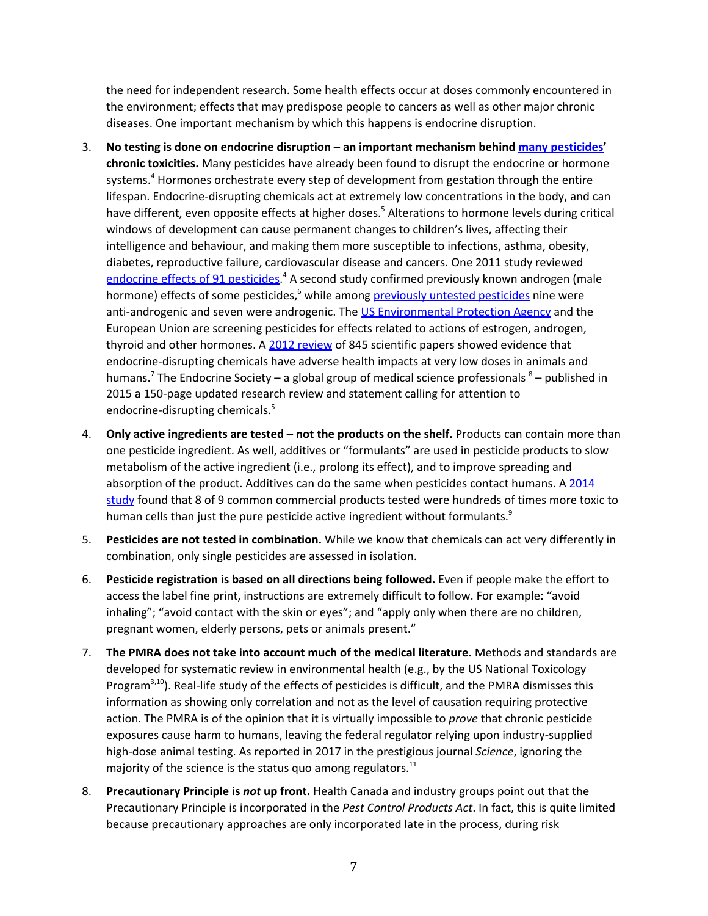the need for independent research. Some health effects occur at doses commonly encountered in the environment; effects that may predispose people to cancers as well as other major chronic diseases. One important mechanism by which this happens is endocrine disruption.

3. **No testing is done on endocrine disruption – an important mechanism behind many pesticides' chronic toxicities.** Many pesticides have already been found to disrupt the endocrine or hormone systems.[4] Hormones orchestrate every step of development from gestation through the entire lifespan. Endocrine-disrupting chemicals act at extremely low concentrations in the body, and can have different, even opposite effects at higher doses.[5] Alterations to hormone levels during critical windows of development can cause permanent changes to children's lives, affecting their intelligence and behaviour, and making them more susceptible to infections, asthma, obesity, diabetes, reproductive failure, cardiovascular disease and cancers. One 2011 study reviewed endocrine effects of 91 pesticides.[4] A second study confirmed previously known androgen (male hormone) effects of some pesticides,[6] while among previously untested pesticides nine were anti-androgenic and seven were androgenic. The US Environmental Protection Agency and the European Union are screening pesticides for effects related to actions of estrogen, androgen, thyroid and other hormones. A 2012 review of 845 scientific papers showed evidence that endocrine-disrupting chemicals have adverse health impacts at very low doses in animals and humans.[7] The Endocrine Society – a global group of medical science professionals [8] – published in 2015 a 150-page updated research review and statement calling for attention to endocrine-disrupting chemicals.[5]

4. **Only active ingredients are tested – not the products on the shelf.** Products can contain more than one pesticide ingredient. As well, additives or "formulants" are used in pesticide products to slow metabolism of the active ingredient (i.e., prolong its effect), and to improve spreading and absorption of the product. Additives can do the same when pesticides contact humans. A 2014 study found that 8 of 9 common commercial products tested were hundreds of times more toxic to human cells than just the pure pesticide active ingredient without formulants.[9]

5. **Pesticides are not tested in combination.** While we know that chemicals can act very differently in combination, only single pesticides are assessed in isolation.

6. **Pesticide registration is based on all directions being followed.** Even if people make the effort to access the label fine print, instructions are extremely difficult to follow. For example: "avoid inhaling"; "avoid contact with the skin or eyes"; and "apply only when there are no children, pregnant women, elderly persons, pets or animals present."

7. **The PMRA does not take into account much of the medical literature.** Methods and standards are developed for systematic review in environmental health (e.g., by the US National Toxicology Program[3,10]). Real-life study of the effects of pesticides is difficult, and the PMRA dismisses this information as showing only correlation and not as the level of causation requiring protective action. The PMRA is of the opinion that it is virtually impossible to *prove* that chronic pesticide exposures cause harm to humans, leaving the federal regulator relying upon industry-supplied high-dose animal testing. As reported in 2017 in the prestigious journal *Science*, ignoring the majority of the science is the status quo among regulators.[11]

8. **Precautionary Principle is *not* up front.** Health Canada and industry groups point out that the Precautionary Principle is incorporated in the *Pest Control Products Act*. In fact, this is quite limited because precautionary approaches are only incorporated late in the process, during risk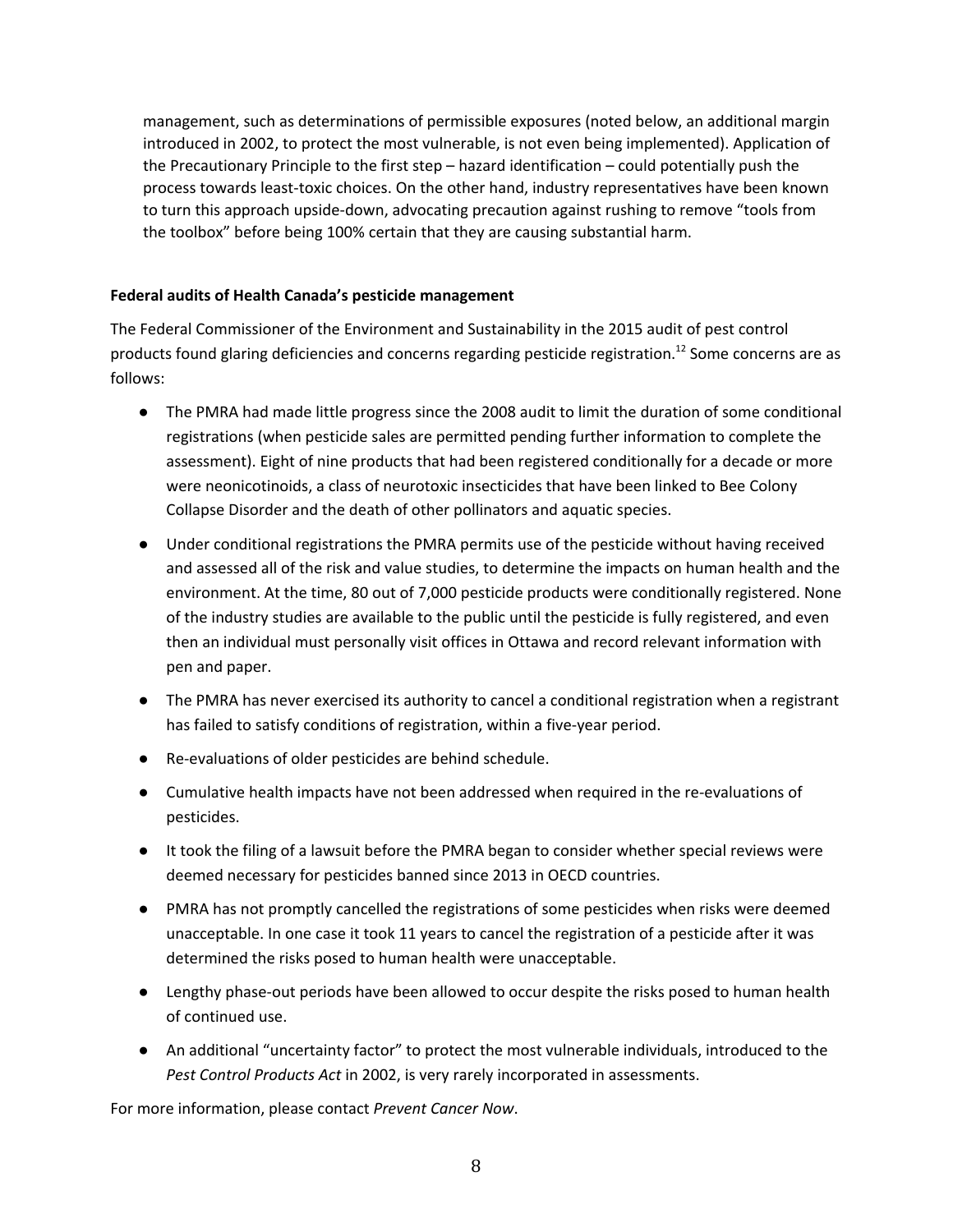management, such as determinations of permissible exposures (noted below, an additional margin introduced in 2002, to protect the most vulnerable, is not even being implemented). Application of the Precautionary Principle to the first step – hazard identification – could potentially push the process towards least-toxic choices. On the other hand, industry representatives have been known to turn this approach upside-down, advocating precaution against rushing to remove "tools from the toolbox" before being 100% certain that they are causing substantial harm.

**Federal audits of Health Canada's pesticide management**

The Federal Commissioner of the Environment and Sustainability in the 2015 audit of pest control products found glaring deficiencies and concerns regarding pesticide registration.[12] Some concerns are as follows:

- The PMRA had made little progress since the 2008 audit to limit the duration of some conditional registrations (when pesticide sales are permitted pending further information to complete the assessment). Eight of nine products that had been registered conditionally for a decade or more were neonicotinoids, a class of neurotoxic insecticides that have been linked to Bee Colony Collapse Disorder and the death of other pollinators and aquatic species.
- Under conditional registrations the PMRA permits use of the pesticide without having received and assessed all of the risk and value studies, to determine the impacts on human health and the environment. At the time, 80 out of 7,000 pesticide products were conditionally registered. None of the industry studies are available to the public until the pesticide is fully registered, and even then an individual must personally visit offices in Ottawa and record relevant information with pen and paper.
- The PMRA has never exercised its authority to cancel a conditional registration when a registrant has failed to satisfy conditions of registration, within a five-year period.
- Re-evaluations of older pesticides are behind schedule.
- Cumulative health impacts have not been addressed when required in the re-evaluations of pesticides.
- It took the filing of a lawsuit before the PMRA began to consider whether special reviews were deemed necessary for pesticides banned since 2013 in OECD countries.
- PMRA has not promptly cancelled the registrations of some pesticides when risks were deemed unacceptable. In one case it took 11 years to cancel the registration of a pesticide after it was determined the risks posed to human health were unacceptable.
- Lengthy phase-out periods have been allowed to occur despite the risks posed to human health of continued use.
- An additional "uncertainty factor" to protect the most vulnerable individuals, introduced to the *Pest Control Products Act* in 2002, is very rarely incorporated in assessments.

For more information, please contact *Prevent Cancer Now*.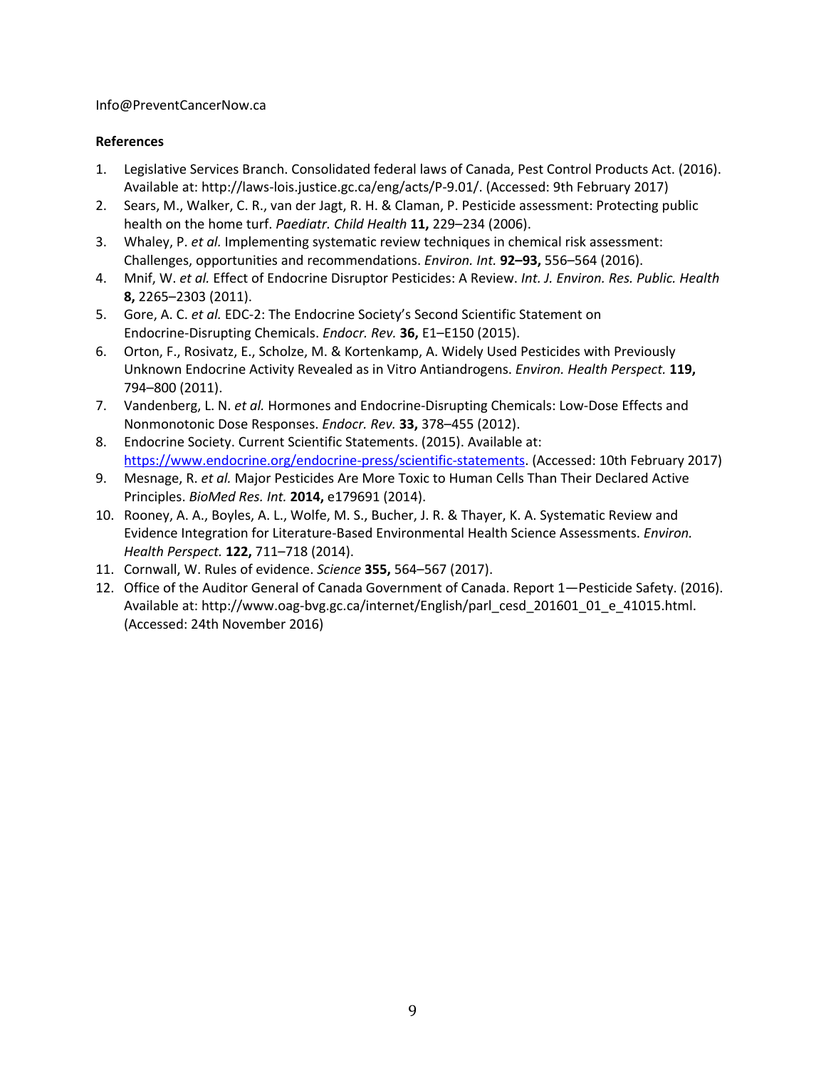Info@PreventCancerNow.ca

**References**

1. Legislative Services Branch. Consolidated federal laws of Canada, Pest Control Products Act. (2016). Available at: http://laws-lois.justice.gc.ca/eng/acts/P-9.01/. (Accessed: 9th February 2017)
2. Sears, M., Walker, C. R., van der Jagt, R. H. & Claman, P. Pesticide assessment: Protecting public health on the home turf. *Paediatr. Child Health* **11,** 229–234 (2006).
3. Whaley, P. *et al.* Implementing systematic review techniques in chemical risk assessment: Challenges, opportunities and recommendations. *Environ. Int.* **92–93,** 556–564 (2016).
4. Mnif, W. *et al.* Effect of Endocrine Disruptor Pesticides: A Review. *Int. J. Environ. Res. Public. Health* **8,** 2265–2303 (2011).
5. Gore, A. C. *et al.* EDC-2: The Endocrine Society's Second Scientific Statement on Endocrine-Disrupting Chemicals. *Endocr. Rev.* **36,** E1–E150 (2015).
6. Orton, F., Rosivatz, E., Scholze, M. & Kortenkamp, A. Widely Used Pesticides with Previously Unknown Endocrine Activity Revealed as in Vitro Antiandrogens. *Environ. Health Perspect.* **119,** 794–800 (2011).
7. Vandenberg, L. N. *et al.* Hormones and Endocrine-Disrupting Chemicals: Low-Dose Effects and Nonmonotonic Dose Responses. *Endocr. Rev.* **33,** 378–455 (2012).
8. Endocrine Society. Current Scientific Statements. (2015). Available at: https://www.endocrine.org/endocrine-press/scientific-statements. (Accessed: 10th February 2017)
9. Mesnage, R. *et al.* Major Pesticides Are More Toxic to Human Cells Than Their Declared Active Principles. *BioMed Res. Int.* **2014,** e179691 (2014).
10. Rooney, A. A., Boyles, A. L., Wolfe, M. S., Bucher, J. R. & Thayer, K. A. Systematic Review and Evidence Integration for Literature-Based Environmental Health Science Assessments. *Environ. Health Perspect.* **122,** 711–718 (2014).
11. Cornwall, W. Rules of evidence. *Science* **355,** 564–567 (2017).
12. Office of the Auditor General of Canada Government of Canada. Report 1—Pesticide Safety. (2016). Available at: http://www.oag-bvg.gc.ca/internet/English/parl_cesd_201601_01_e_41015.html. (Accessed: 24th November 2016)